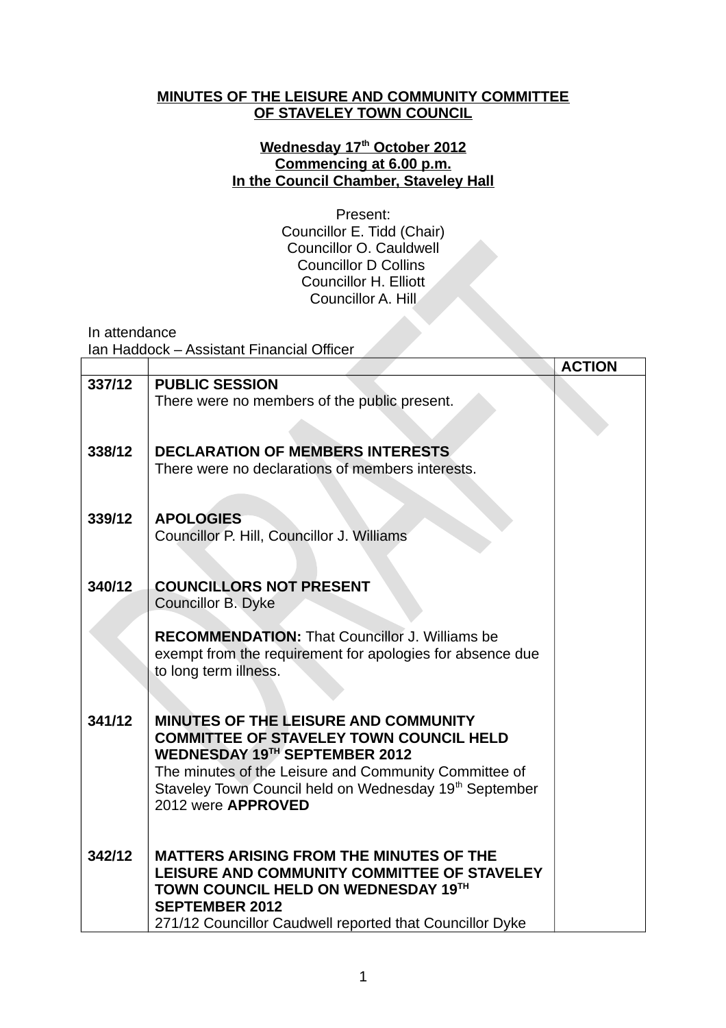**MINUTES OF THE LEISURE AND COMMUNITY COMMITTEE OF STAVELEY TOWN COUNCIL**

**Wednesday 17th October 2012**
**Commencing at 6.00 p.m.**
**In the Council Chamber, Staveley Hall**

Present:
Councillor E. Tidd (Chair)
Councillor O. Cauldwell
Councillor D Collins
Councillor H. Elliott
Councillor A. Hill

In attendance
Ian Haddock – Assistant Financial Officer

| | | ACTION |
|---|---|---|
| 337/12 | **PUBLIC SESSION**<br>There were no members of the public present. | |
| 338/12 | **DECLARATION OF MEMBERS INTERESTS**<br>There were no declarations of members interests. | |
| 339/12 | **APOLOGIES**<br>Councillor P. Hill, Councillor J. Williams | |
| 340/12 | **COUNCILLORS NOT PRESENT**<br>Councillor B. Dyke<br><br>**RECOMMENDATION:** That Councillor J. Williams be exempt from the requirement for apologies for absence due to long term illness. | |
| 341/12 | **MINUTES OF THE LEISURE AND COMMUNITY COMMITTEE OF STAVELEY TOWN COUNCIL HELD WEDNESDAY 19TH SEPTEMBER 2012**<br>The minutes of the Leisure and Community Committee of Staveley Town Council held on Wednesday 19th September 2012 were **APPROVED** | |
| 342/12 | **MATTERS ARISING FROM THE MINUTES OF THE LEISURE AND COMMUNITY COMMITTEE OF STAVELEY TOWN COUNCIL HELD ON WEDNESDAY 19TH SEPTEMBER 2012**<br>271/12 Councillor Caudwell reported that Councillor Dyke | |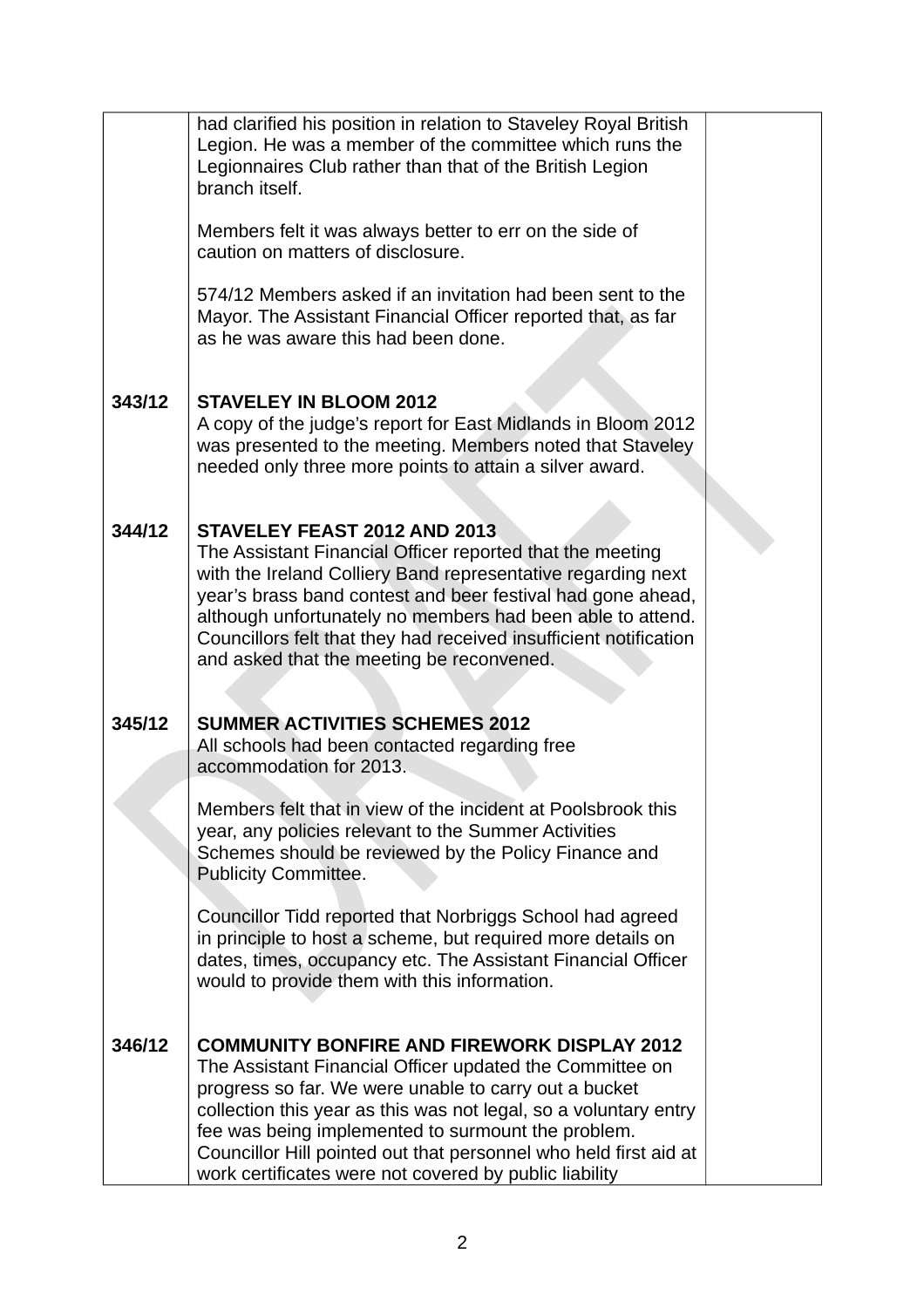| | | |
|---|---|---|
| | had clarified his position in relation to Staveley Royal British Legion. He was a member of the committee which runs the Legionnaires Club rather than that of the British Legion branch itself.<br><br>Members felt it was always better to err on the side of caution on matters of disclosure.<br><br>574/12 Members asked if an invitation had been sent to the Mayor. The Assistant Financial Officer reported that, as far as he was aware this had been done. | |
| **343/12** | **STAVELEY IN BLOOM 2012**<br>A copy of the judge's report for East Midlands in Bloom 2012 was presented to the meeting. Members noted that Staveley needed only three more points to attain a silver award. | |
| **344/12** | **STAVELEY FEAST 2012 AND 2013**<br>The Assistant Financial Officer reported that the meeting with the Ireland Colliery Band representative regarding next year's brass band contest and beer festival had gone ahead, although unfortunately no members had been able to attend. Councillors felt that they had received insufficient notification and asked that the meeting be reconvened. | |
| **345/12** | **SUMMER ACTIVITIES SCHEMES 2012**<br>All schools had been contacted regarding free accommodation for 2013.<br><br>Members felt that in view of the incident at Poolsbrook this year, any policies relevant to the Summer Activities Schemes should be reviewed by the Policy Finance and Publicity Committee.<br><br>Councillor Tidd reported that Norbriggs School had agreed in principle to host a scheme, but required more details on dates, times, occupancy etc. The Assistant Financial Officer would to provide them with this information. | |
| **346/12** | **COMMUNITY BONFIRE AND FIREWORK DISPLAY 2012**<br>The Assistant Financial Officer updated the Committee on progress so far. We were unable to carry out a bucket collection this year as this was not legal, so a voluntary entry fee was being implemented to surmount the problem. Councillor Hill pointed out that personnel who held first aid at work certificates were not covered by public liability | |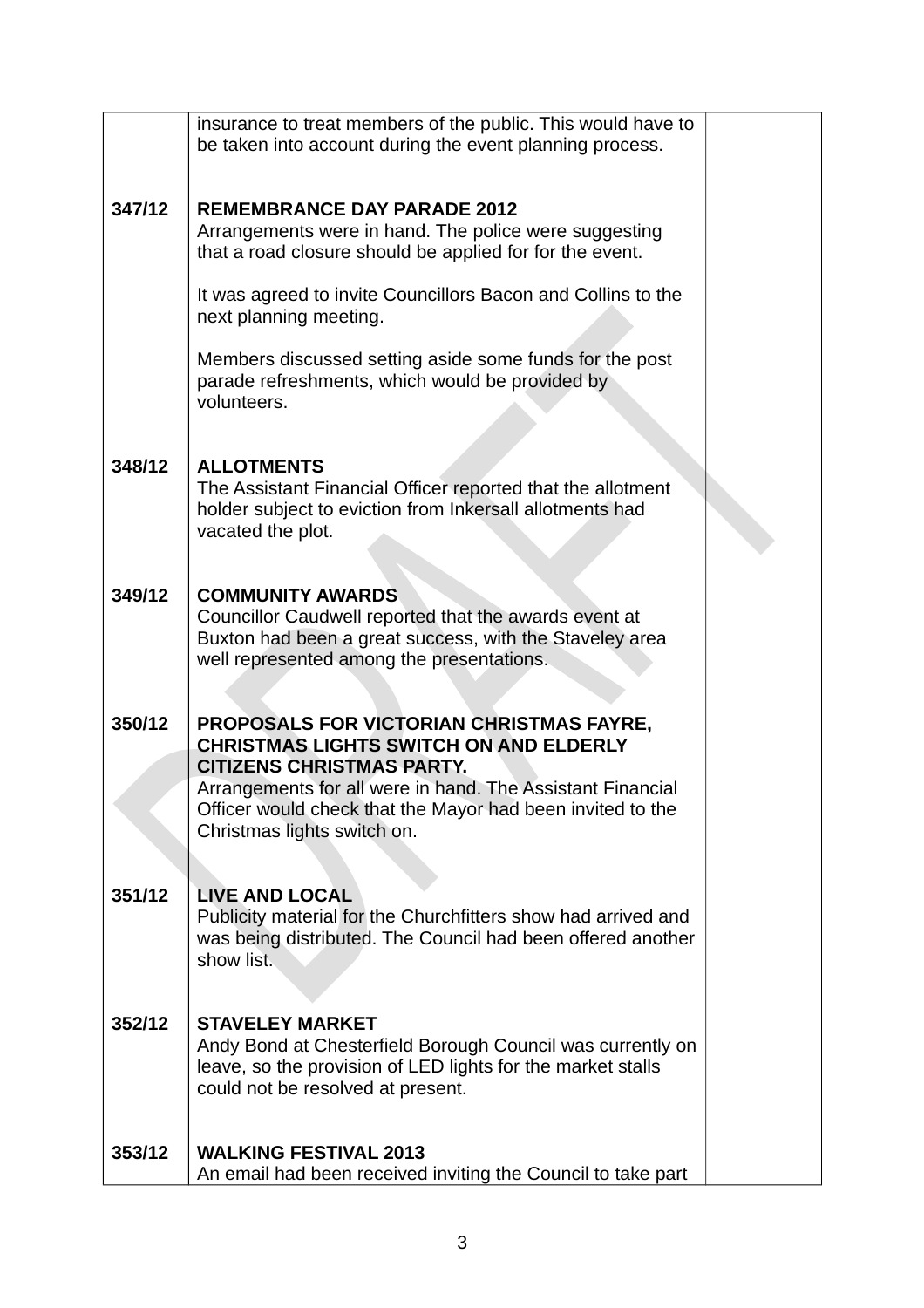| | | |
|---|---|---|
| | insurance to treat members of the public. This would have to be taken into account during the event planning process. | |
| **347/12** | **REMEMBRANCE DAY PARADE 2012**<br>Arrangements were in hand. The police were suggesting that a road closure should be applied for for the event.<br><br>It was agreed to invite Councillors Bacon and Collins to the next planning meeting.<br><br>Members discussed setting aside some funds for the post parade refreshments, which would be provided by volunteers. | |
| **348/12** | **ALLOTMENTS**<br>The Assistant Financial Officer reported that the allotment holder subject to eviction from Inkersall allotments had vacated the plot. | |
| **349/12** | **COMMUNITY AWARDS**<br>Councillor Caudwell reported that the awards event at Buxton had been a great success, with the Staveley area well represented among the presentations. | |
| **350/12** | **PROPOSALS FOR VICTORIAN CHRISTMAS FAYRE, CHRISTMAS LIGHTS SWITCH ON AND ELDERLY CITIZENS CHRISTMAS PARTY.**<br>Arrangements for all were in hand. The Assistant Financial Officer would check that the Mayor had been invited to the Christmas lights switch on. | |
| **351/12** | **LIVE AND LOCAL**<br>Publicity material for the Churchfitters show had arrived and was being distributed. The Council had been offered another show list. | |
| **352/12** | **STAVELEY MARKET**<br>Andy Bond at Chesterfield Borough Council was currently on leave, so the provision of LED lights for the market stalls could not be resolved at present. | |
| **353/12** | **WALKING FESTIVAL 2013**<br>An email had been received inviting the Council to take part | |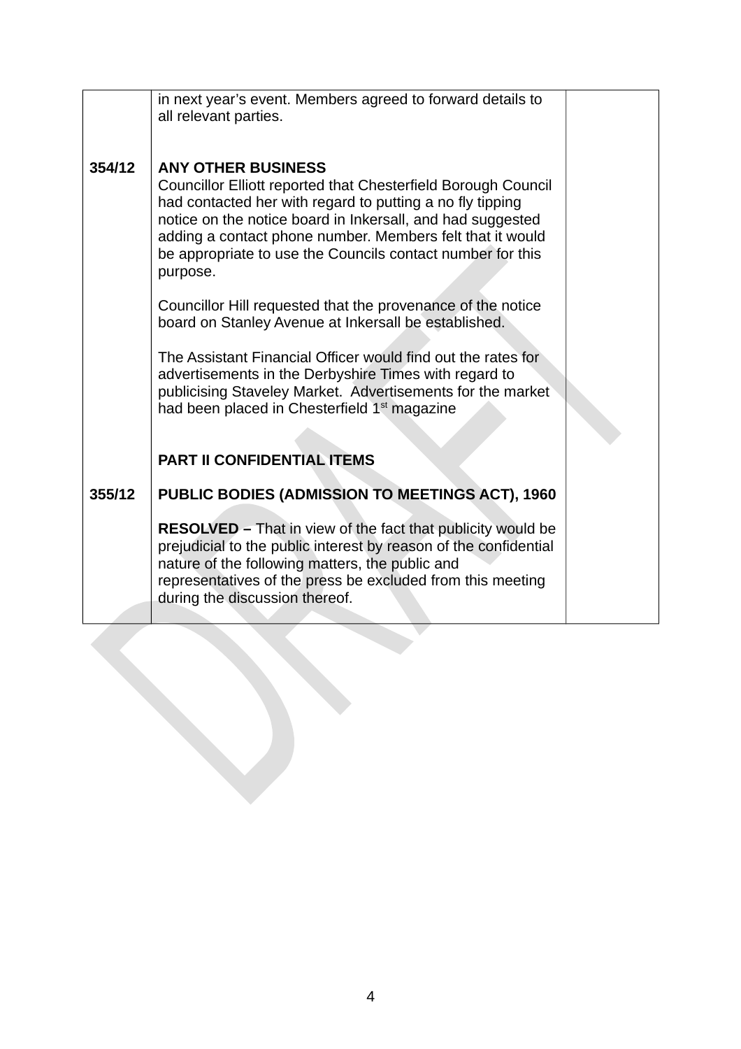| | | |
|---|---|---|
| | in next year's event. Members agreed to forward details to all relevant parties. | |
| **354/12** | **ANY OTHER BUSINESS**<br>Councillor Elliott reported that Chesterfield Borough Council had contacted her with regard to putting a no fly tipping notice on the notice board in Inkersall, and had suggested adding a contact phone number. Members felt that it would be appropriate to use the Councils contact number for this purpose.<br><br>Councillor Hill requested that the provenance of the notice board on Stanley Avenue at Inkersall be established.<br><br>The Assistant Financial Officer would find out the rates for advertisements in the Derbyshire Times with regard to publicising Staveley Market. Advertisements for the market had been placed in Chesterfield 1st magazine | |
| | **PART II CONFIDENTIAL ITEMS** | |
| **355/12** | **PUBLIC BODIES (ADMISSION TO MEETINGS ACT), 1960**<br><br>**RESOLVED –** That in view of the fact that publicity would be prejudicial to the public interest by reason of the confidential nature of the following matters, the public and representatives of the press be excluded from this meeting during the discussion thereof. | |